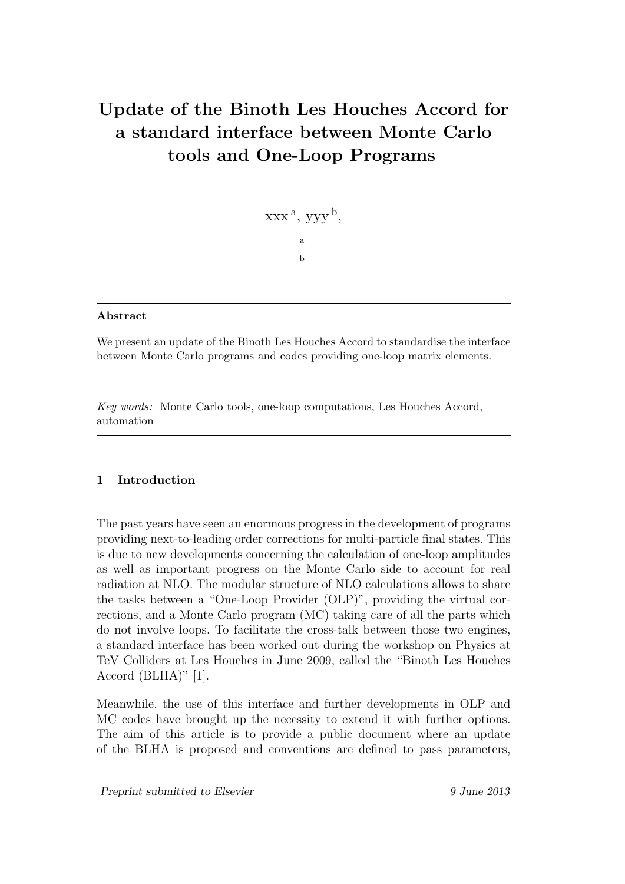# Update of the Binoth Les Houches Accord for a standard interface between Monte Carlo tools and One-Loop Programs

xxx [a], yyy [b],

[a]

[b]

---

**Abstract**

We present an update of the Binoth Les Houches Accord to standardise the interface between Monte Carlo programs and codes providing one-loop matrix elements.

*Key words:* Monte Carlo tools, one-loop computations, Les Houches Accord, automation

---

## 1 Introduction

The past years have seen an enormous progress in the development of programs providing next-to-leading order corrections for multi-particle final states. This is due to new developments concerning the calculation of one-loop amplitudes as well as important progress on the Monte Carlo side to account for real radiation at NLO. The modular structure of NLO calculations allows to share the tasks between a "One-Loop Provider (OLP)", providing the virtual corrections, and a Monte Carlo program (MC) taking care of all the parts which do not involve loops. To facilitate the cross-talk between those two engines, a standard interface has been worked out during the workshop on Physics at TeV Colliders at Les Houches in June 2009, called the "Binoth Les Houches Accord (BLHA)" [1].

Meanwhile, the use of this interface and further developments in OLP and MC codes have brought up the necessity to extend it with further options. The aim of this article is to provide a public document where an update of the BLHA is proposed and conventions are defined to pass parameters,

*Preprint submitted to Elsevier* 9 June 2013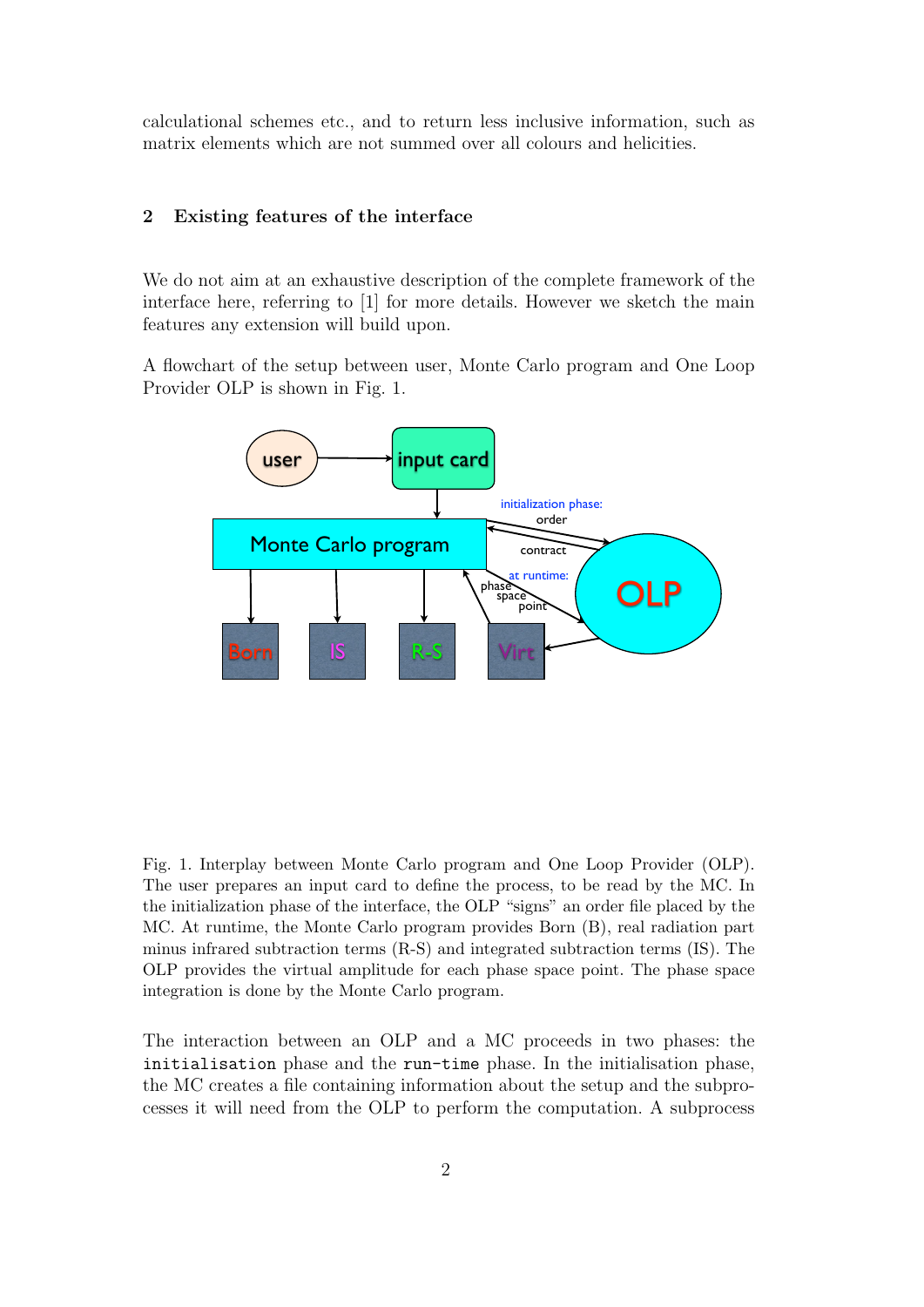calculational schemes etc., and to return less inclusive information, such as matrix elements which are not summed over all colours and helicities.

## 2 Existing features of the interface

We do not aim at an exhaustive description of the complete framework of the interface here, referring to [1] for more details. However we sketch the main features any extension will build upon.

A flowchart of the setup between user, Monte Carlo program and One Loop Provider OLP is shown in Fig. 1.

Fig. 1. Interplay between Monte Carlo program and One Loop Provider (OLP). The user prepares an input card to define the process, to be read by the MC. In the initialization phase of the interface, the OLP "signs" an order file placed by the MC. At runtime, the Monte Carlo program provides Born (B), real radiation part minus infrared subtraction terms (R-S) and integrated subtraction terms (IS). The OLP provides the virtual amplitude for each phase space point. The phase space integration is done by the Monte Carlo program.

The interaction between an OLP and a MC proceeds in two phases: the `initialisation` phase and the `run-time` phase. In the initialisation phase, the MC creates a file containing information about the setup and the subprocesses it will need from the OLP to perform the computation. A subprocess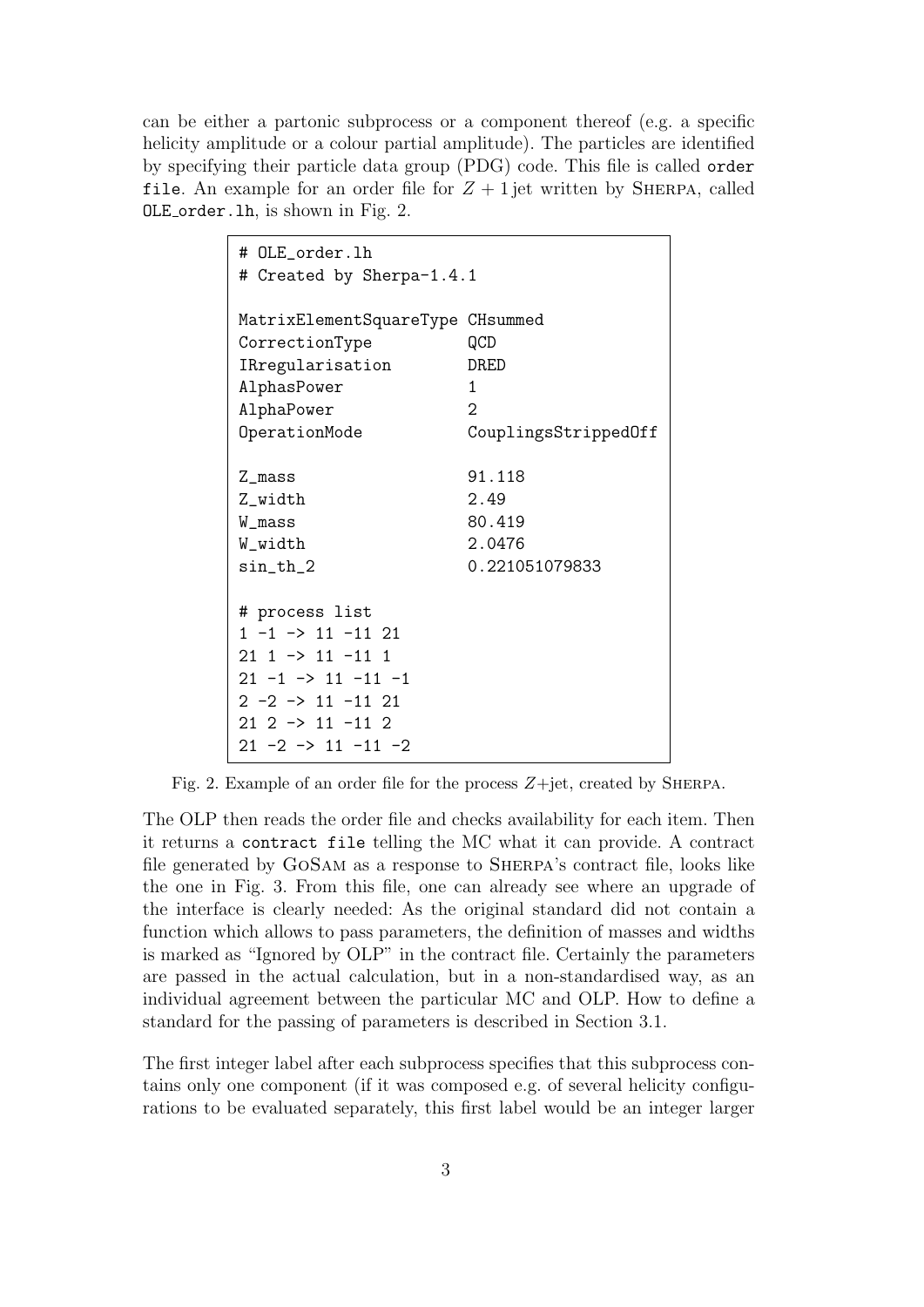can be either a partonic subprocess or a component thereof (e.g. a specific helicity amplitude or a colour partial amplitude). The particles are identified by specifying their particle data group (PDG) code. This file is called `order file`. An example for an order file for $Z + 1$ jet written by SHERPA, called `OLE_order.lh`, is shown in Fig. 2.

```
# OLE_order.lh
# Created by Sherpa-1.4.1

MatrixElementSquareType CHsummed
CorrectionType          QCD
IRregularisation        DRED
AlphasPower             1
AlphaPower              2
OperationMode           CouplingsStrippedOff

Z_mass                  91.118
Z_width                 2.49
W_mass                  80.419
W_width                 2.0476
sin_th_2                0.221051079833

# process list
1 -1 -> 11 -11 21
21 1 -> 11 -11 1
21 -1 -> 11 -11 -1
2 -2 -> 11 -11 21
21 2 -> 11 -11 2
21 -2 -> 11 -11 -2
```

Fig. 2. Example of an order file for the process $Z$+jet, created by SHERPA.

The OLP then reads the order file and checks availability for each item. Then it returns a `contract file` telling the MC what it can provide. A contract file generated by GoSAM as a response to SHERPA's contract file, looks like the one in Fig. 3. From this file, one can already see where an upgrade of the interface is clearly needed: As the original standard did not contain a function which allows to pass parameters, the definition of masses and widths is marked as "Ignored by OLP" in the contract file. Certainly the parameters are passed in the actual calculation, but in a non-standardised way, as an individual agreement between the particular MC and OLP. How to define a standard for the passing of parameters is described in Section 3.1.

The first integer label after each subprocess specifies that this subprocess contains only one component (if it was composed e.g. of several helicity configurations to be evaluated separately, this first label would be an integer larger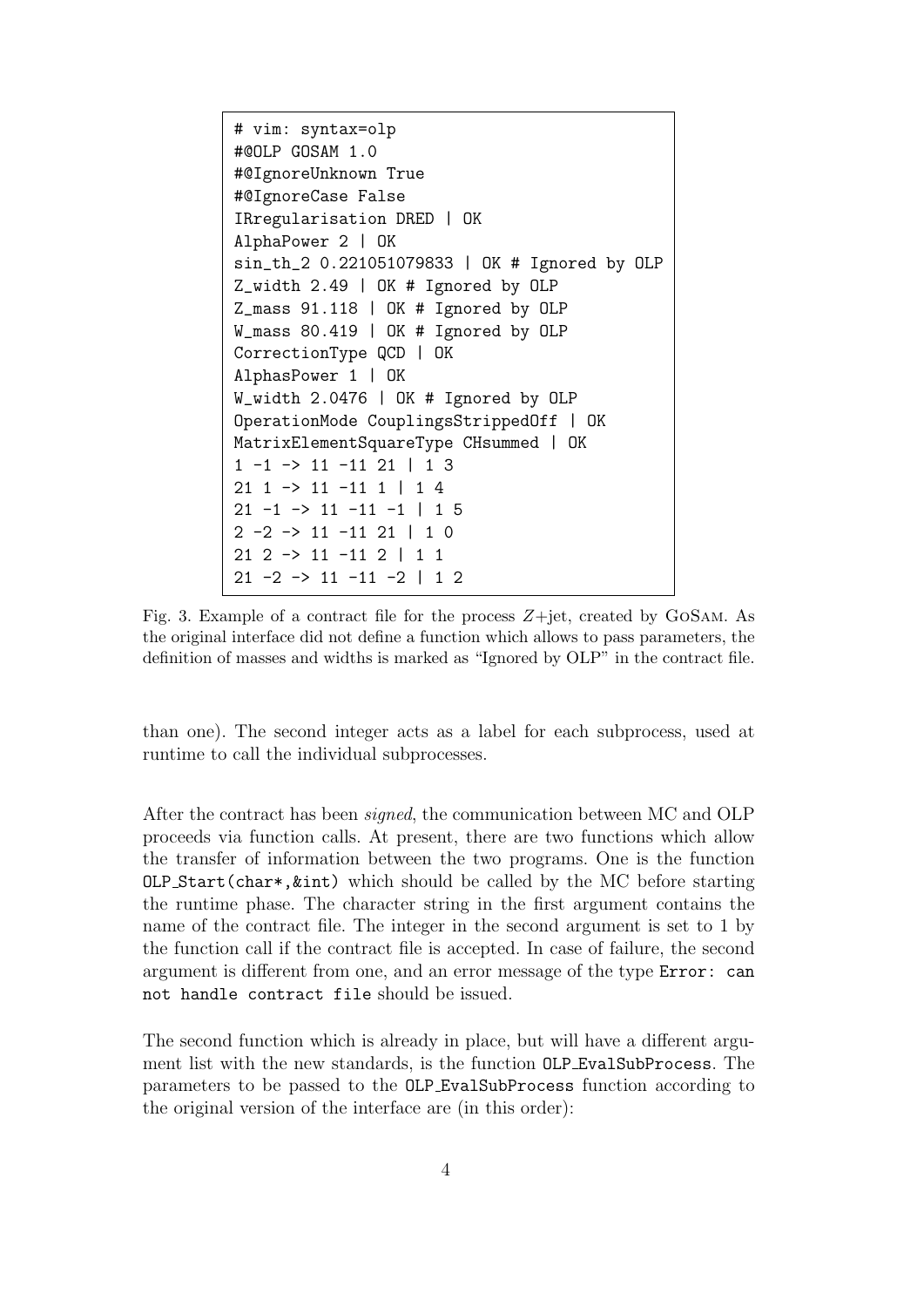```
# vim: syntax=olp
#@OLP GOSAM 1.0
#@IgnoreUnknown True
#@IgnoreCase False
IRregularisation DRED | OK
AlphaPower 2 | OK
sin_th_2 0.221051079833 | OK # Ignored by OLP
Z_width 2.49 | OK # Ignored by OLP
Z_mass 91.118 | OK # Ignored by OLP
W_mass 80.419 | OK # Ignored by OLP
CorrectionType QCD | OK
AlphasPower 1 | OK
W_width 2.0476 | OK # Ignored by OLP
OperationMode CouplingsStrippedOff | OK
MatrixElementSquareType CHsummed | OK
1 -1 -> 11 -11 21 | 1 3
21 1 -> 11 -11 1 | 1 4
21 -1 -> 11 -11 -1 | 1 5
2 -2 -> 11 -11 21 | 1 0
21 2 -> 11 -11 2 | 1 1
21 -2 -> 11 -11 -2 | 1 2
```

Fig. 3. Example of a contract file for the process $Z$+jet, created by GoSam. As the original interface did not define a function which allows to pass parameters, the definition of masses and widths is marked as "Ignored by OLP" in the contract file.

than one). The second integer acts as a label for each subprocess, used at runtime to call the individual subprocesses.

After the contract has been *signed*, the communication between MC and OLP proceeds via function calls. At present, there are two functions which allow the transfer of information between the two programs. One is the function `OLP_Start(char*,&int)` which should be called by the MC before starting the runtime phase. The character string in the first argument contains the name of the contract file. The integer in the second argument is set to 1 by the function call if the contract file is accepted. In case of failure, the second argument is different from one, and an error message of the type `Error: can not handle contract file` should be issued.

The second function which is already in place, but will have a different argument list with the new standards, is the function `OLP_EvalSubProcess`. The parameters to be passed to the `OLP_EvalSubProcess` function according to the original version of the interface are (in this order):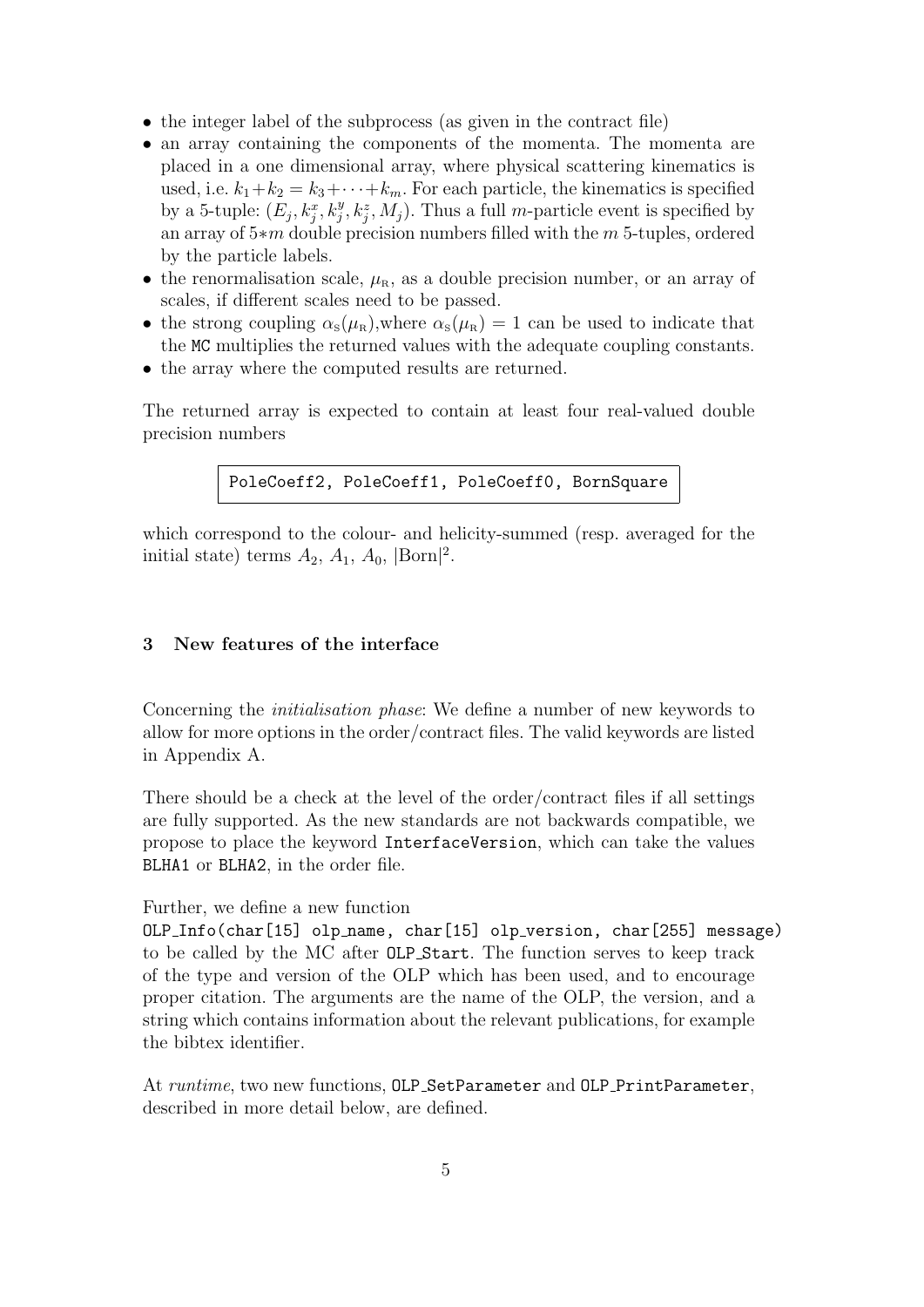- the integer label of the subprocess (as given in the contract file)
- an array containing the components of the momenta. The momenta are placed in a one dimensional array, where physical scattering kinematics is used, i.e. $k_1 + k_2 = k_3 + \cdots + k_m$. For each particle, the kinematics is specified by a 5-tuple: $(E_j, k_j^x, k_j^y, k_j^z, M_j)$. Thus a full $m$-particle event is specified by an array of $5{*}m$ double precision numbers filled with the $m$ 5-tuples, ordered by the particle labels.
- the renormalisation scale, $\mu_{\mathrm{R}}$, as a double precision number, or an array of scales, if different scales need to be passed.
- the strong coupling $\alpha_{\mathrm{s}}(\mu_{\mathrm{R}})$,where $\alpha_{\mathrm{s}}(\mu_{\mathrm{R}}) = 1$ can be used to indicate that the `MC` multiplies the returned values with the adequate coupling constants.
- the array where the computed results are returned.

The returned array is expected to contain at least four real-valued double precision numbers

```
PoleCoeff2, PoleCoeff1, PoleCoeff0, BornSquare
```

which correspond to the colour- and helicity-summed (resp. averaged for the initial state) terms $A_2$, $A_1$, $A_0$, $|\mathrm{Born}|^2$.

### 3 New features of the interface

Concerning the *initialisation phase*: We define a number of new keywords to allow for more options in the order/contract files. The valid keywords are listed in Appendix A.

There should be a check at the level of the order/contract files if all settings are fully supported. As the new standards are not backwards compatible, we propose to place the keyword `InterfaceVersion`, which can take the values `BLHA1` or `BLHA2`, in the order file.

Further, we define a new function
`OLP_Info(char[15] olp_name, char[15] olp_version, char[255] message)`
to be called by the MC after `OLP_Start`. The function serves to keep track of the type and version of the OLP which has been used, and to encourage proper citation. The arguments are the name of the OLP, the version, and a string which contains information about the relevant publications, for example the bibtex identifier.

At *runtime*, two new functions, `OLP_SetParameter` and `OLP_PrintParameter`, described in more detail below, are defined.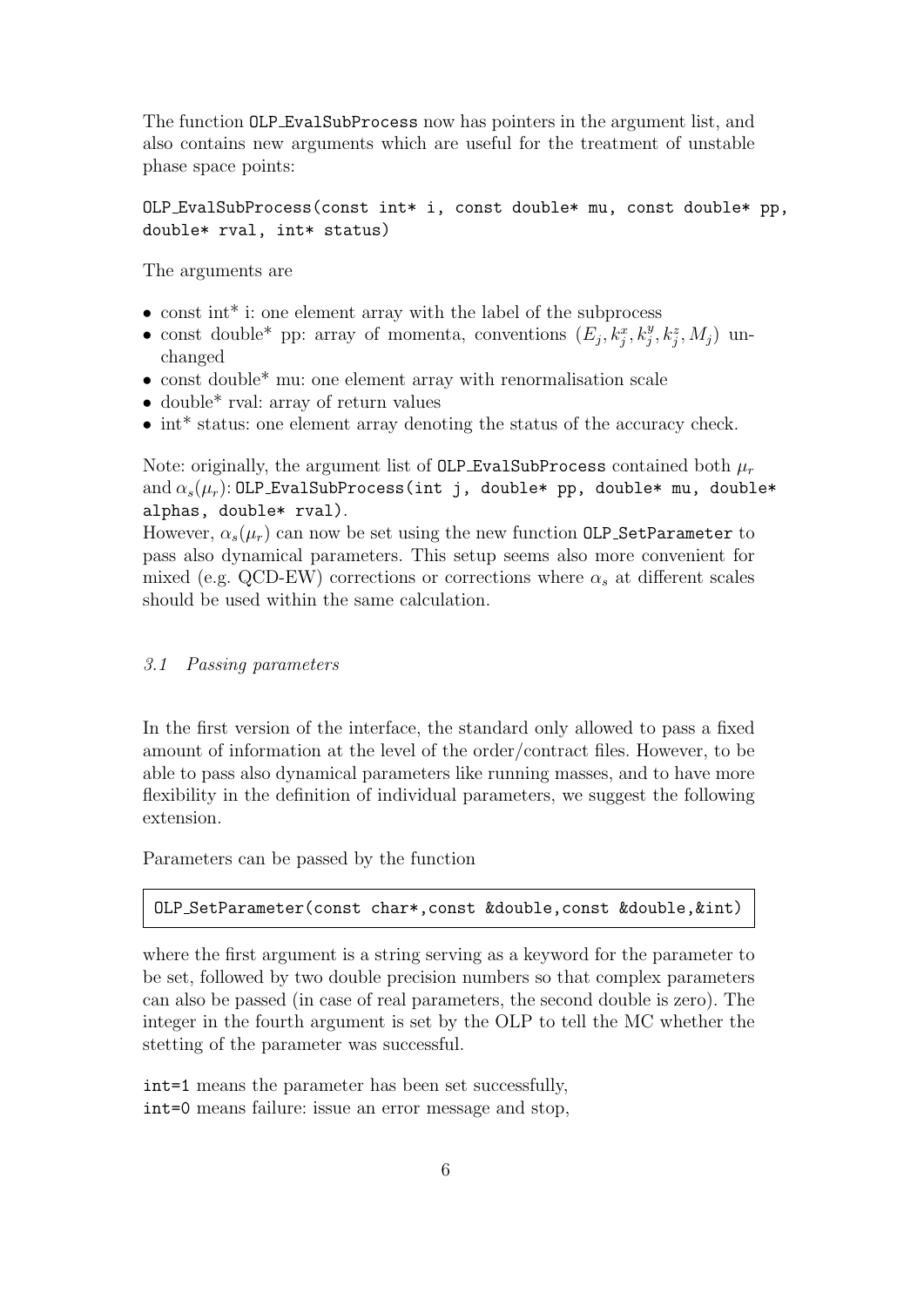The function `OLP_EvalSubProcess` now has pointers in the argument list, and also contains new arguments which are useful for the treatment of unstable phase space points:

```
OLP_EvalSubProcess(const int* i, const double* mu, const double* pp,
double* rval, int* status)
```

The arguments are

- const int* i: one element array with the label of the subprocess
- const double* pp: array of momenta, conventions $(E_j, k_j^x, k_j^y, k_j^z, M_j)$ unchanged
- const double* mu: one element array with renormalisation scale
- double* rval: array of return values
- int* status: one element array denoting the status of the accuracy check.

Note: originally, the argument list of `OLP_EvalSubProcess` contained both $\mu_r$ and $\alpha_s(\mu_r)$: `OLP_EvalSubProcess(int j, double* pp, double* mu, double* alphas, double* rval)`.
However, $\alpha_s(\mu_r)$ can now be set using the new function `OLP_SetParameter` to pass also dynamical parameters. This setup seems also more convenient for mixed (e.g. QCD-EW) corrections or corrections where $\alpha_s$ at different scales should be used within the same calculation.

### *3.1 Passing parameters*

In the first version of the interface, the standard only allowed to pass a fixed amount of information at the level of the order/contract files. However, to be able to pass also dynamical parameters like running masses, and to have more flexibility in the definition of individual parameters, we suggest the following extension.

Parameters can be passed by the function

```
OLP_SetParameter(const char*,const &double,const &double,&int)
```

where the first argument is a string serving as a keyword for the parameter to be set, followed by two double precision numbers so that complex parameters can also be passed (in case of real parameters, the second double is zero). The integer in the fourth argument is set by the OLP to tell the MC whether the stetting of the parameter was successful.

`int=1` means the parameter has been set successfully,
`int=0` means failure: issue an error message and stop,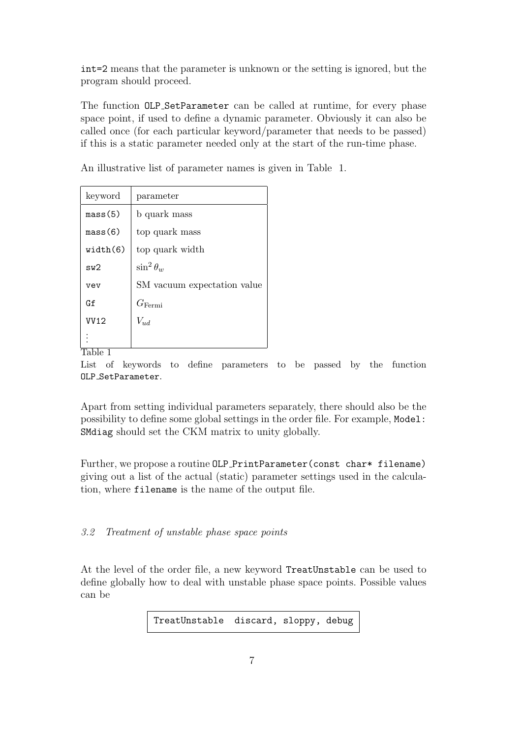int=2 means that the parameter is unknown or the setting is ignored, but the program should proceed.

The function OLP_SetParameter can be called at runtime, for every phase space point, if used to define a dynamic parameter. Obviously it can also be called once (for each particular keyword/parameter that needs to be passed) if this is a static parameter needed only at the start of the run-time phase.

An illustrative list of parameter names is given in Table 1.

| keyword | parameter |
|---|---|
| mass(5) | b quark mass |
| mass(6) | top quark mass |
| width(6) | top quark width |
| sw2 | $\sin^2\theta_w$ |
| vev | SM vacuum expectation value |
| Gf | $G_{\text{Fermi}}$ |
| VV12 | $V_{ud}$ |
| ⋮ | |

Table 1
List of keywords to define parameters to be passed by the function OLP_SetParameter.

Apart from setting individual parameters separately, there should also be the possibility to define some global settings in the order file. For example, Model: SMdiag should set the CKM matrix to unity globally.

Further, we propose a routine OLP_PrintParameter(const char* filename) giving out a list of the actual (static) parameter settings used in the calculation, where filename is the name of the output file.

### *3.2 Treatment of unstable phase space points*

At the level of the order file, a new keyword TreatUnstable can be used to define globally how to deal with unstable phase space points. Possible values can be

```
TreatUnstable  discard, sloppy, debug
```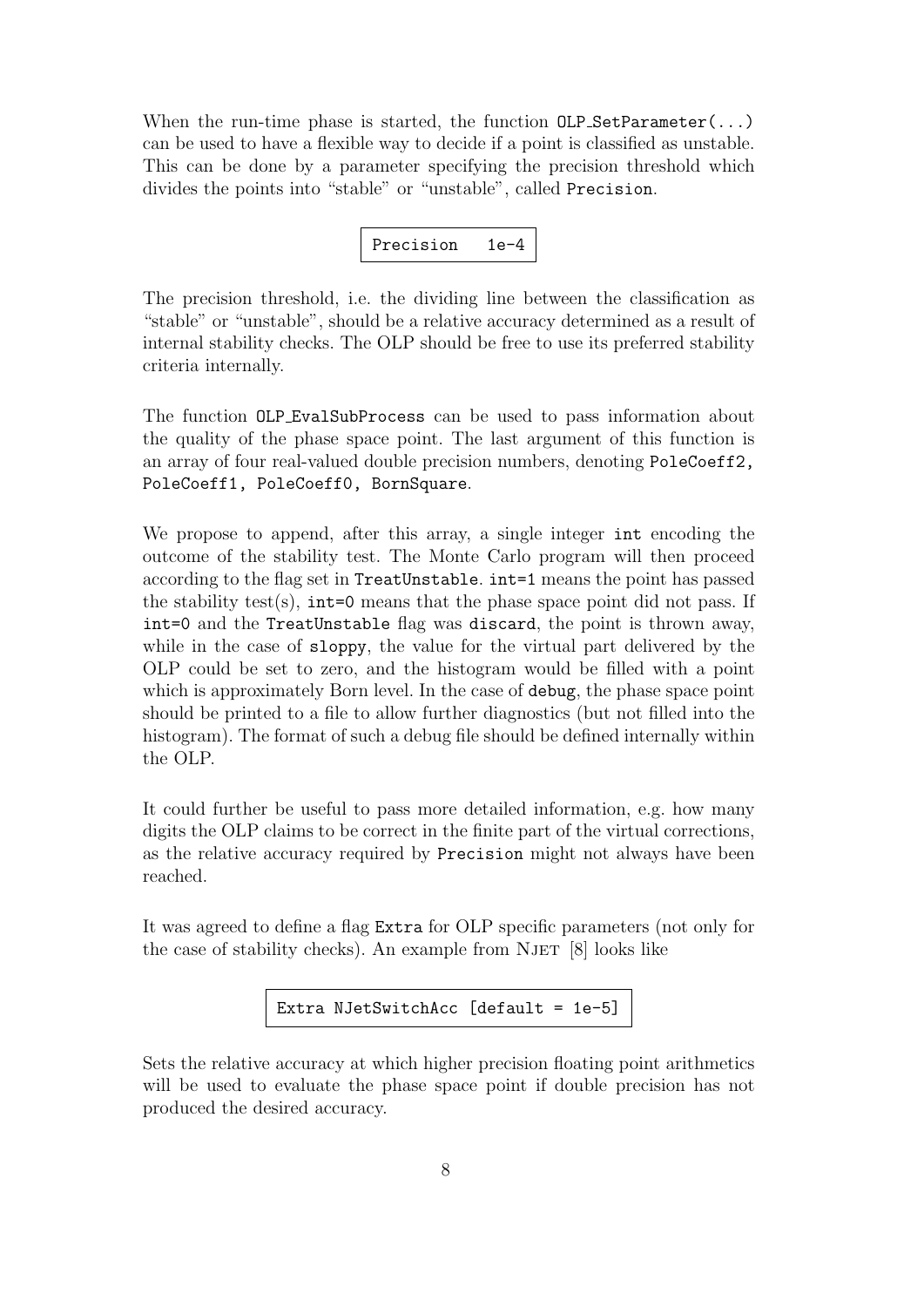When the run-time phase is started, the function `OLP_SetParameter(...)` can be used to have a flexible way to decide if a point is classified as unstable. This can be done by a parameter specifying the precision threshold which divides the points into "stable" or "unstable", called `Precision`.

```
Precision   1e-4
```

The precision threshold, i.e. the dividing line between the classification as "stable" or "unstable", should be a relative accuracy determined as a result of internal stability checks. The OLP should be free to use its preferred stability criteria internally.

The function `OLP_EvalSubProcess` can be used to pass information about the quality of the phase space point. The last argument of this function is an array of four real-valued double precision numbers, denoting `PoleCoeff2, PoleCoeff1, PoleCoeff0, BornSquare`.

We propose to append, after this array, a single integer `int` encoding the outcome of the stability test. The Monte Carlo program will then proceed according to the flag set in `TreatUnstable`. `int=1` means the point has passed the stability test(s), `int=0` means that the phase space point did not pass. If `int=0` and the `TreatUnstable` flag was `discard`, the point is thrown away, while in the case of `sloppy`, the value for the virtual part delivered by the OLP could be set to zero, and the histogram would be filled with a point which is approximately Born level. In the case of `debug`, the phase space point should be printed to a file to allow further diagnostics (but not filled into the histogram). The format of such a debug file should be defined internally within the OLP.

It could further be useful to pass more detailed information, e.g. how many digits the OLP claims to be correct in the finite part of the virtual corrections, as the relative accuracy required by `Precision` might not always have been reached.

It was agreed to define a flag `Extra` for OLP specific parameters (not only for the case of stability checks). An example from NJET [8] looks like

```
Extra NJetSwitchAcc [default = 1e-5]
```

Sets the relative accuracy at which higher precision floating point arithmetics will be used to evaluate the phase space point if double precision has not produced the desired accuracy.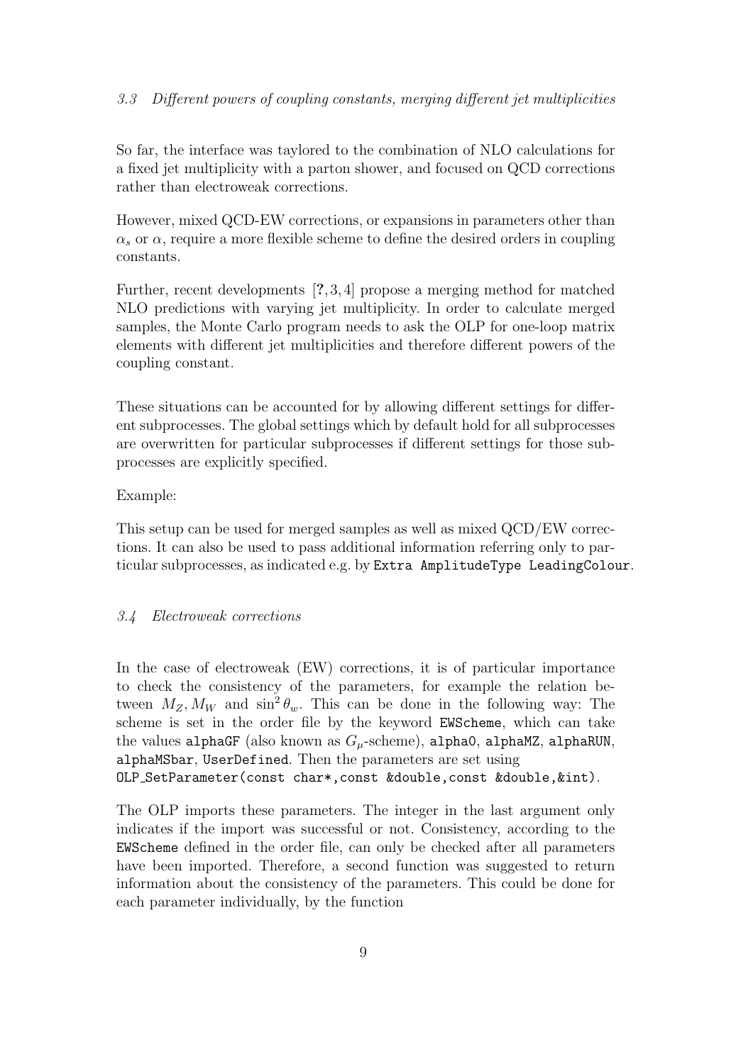### 3.3 Different powers of coupling constants, merging different jet multiplicities

So far, the interface was taylored to the combination of NLO calculations for a fixed jet multiplicity with a parton shower, and focused on QCD corrections rather than electroweak corrections.

However, mixed QCD-EW corrections, or expansions in parameters other than $\alpha_s$ or $\alpha$, require a more flexible scheme to define the desired orders in coupling constants.

Further, recent developments [?, 3, 4] propose a merging method for matched NLO predictions with varying jet multiplicity. In order to calculate merged samples, the Monte Carlo program needs to ask the OLP for one-loop matrix elements with different jet multiplicities and therefore different powers of the coupling constant.

These situations can be accounted for by allowing different settings for different subprocesses. The global settings which by default hold for all subprocesses are overwritten for particular subprocesses if different settings for those subprocesses are explicitly specified.

Example:

This setup can be used for merged samples as well as mixed QCD/EW corrections. It can also be used to pass additional information referring only to particular subprocesses, as indicated e.g. by `Extra AmplitudeType LeadingColour`.

### 3.4 Electroweak corrections

In the case of electroweak (EW) corrections, it is of particular importance to check the consistency of the parameters, for example the relation between $M_Z, M_W$ and $\sin^2\theta_w$. This can be done in the following way: The scheme is set in the order file by the keyword `EWScheme`, which can take the values `alphaGF` (also known as $G_\mu$-scheme), `alpha0`, `alphaMZ`, `alphaRUN`, `alphaMSbar`, `UserDefined`. Then the parameters are set using `OLP_SetParameter(const char*,const &double,const &double,&int)`.

The OLP imports these parameters. The integer in the last argument only indicates if the import was successful or not. Consistency, according to the `EWScheme` defined in the order file, can only be checked after all parameters have been imported. Therefore, a second function was suggested to return information about the consistency of the parameters. This could be done for each parameter individually, by the function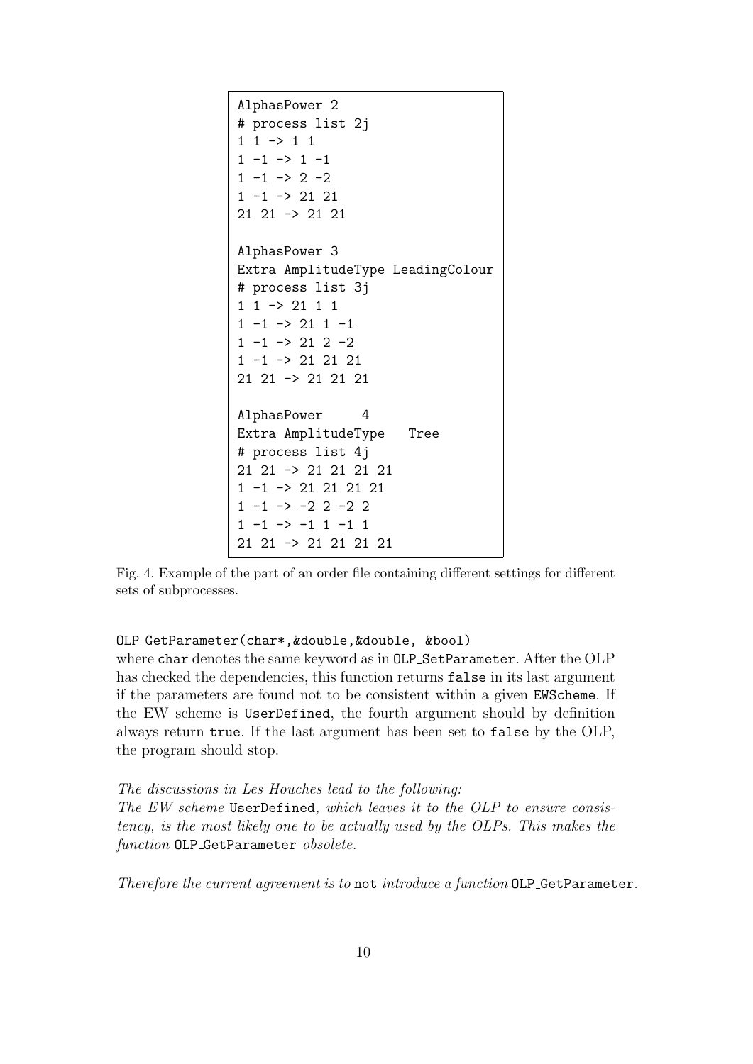```
AlphasPower 2
# process list 2j
1 1 -> 1 1
1 -1 -> 1 -1
1 -1 -> 2 -2
1 -1 -> 21 21
21 21 -> 21 21

AlphasPower 3
Extra AmplitudeType LeadingColour
# process list 3j
1 1 -> 21 1 1
1 -1 -> 21 1 -1
1 -1 -> 21 2 -2
1 -1 -> 21 21 21
21 21 -> 21 21 21

AlphasPower     4
Extra AmplitudeType   Tree
# process list 4j
21 21 -> 21 21 21 21
1 -1 -> 21 21 21 21
1 -1 -> -2 2 -2 2
1 -1 -> -1 1 -1 1
21 21 -> 21 21 21 21
```

Fig. 4. Example of the part of an order file containing different settings for different sets of subprocesses.

`OLP_GetParameter(char*,&double,&double, &bool)`
where `char` denotes the same keyword as in `OLP_SetParameter`. After the OLP has checked the dependencies, this function returns `false` in its last argument if the parameters are found not to be consistent within a given `EWScheme`. If the EW scheme is `UserDefined`, the fourth argument should by definition always return `true`. If the last argument has been set to `false` by the OLP, the program should stop.

*The discussions in Les Houches lead to the following:*
*The EW scheme* `UserDefined`*, which leaves it to the OLP to ensure consistency, is the most likely one to be actually used by the OLPs. This makes the function* `OLP_GetParameter` *obsolete.*

*Therefore the current agreement is to* `not` *introduce a function* `OLP_GetParameter`*.*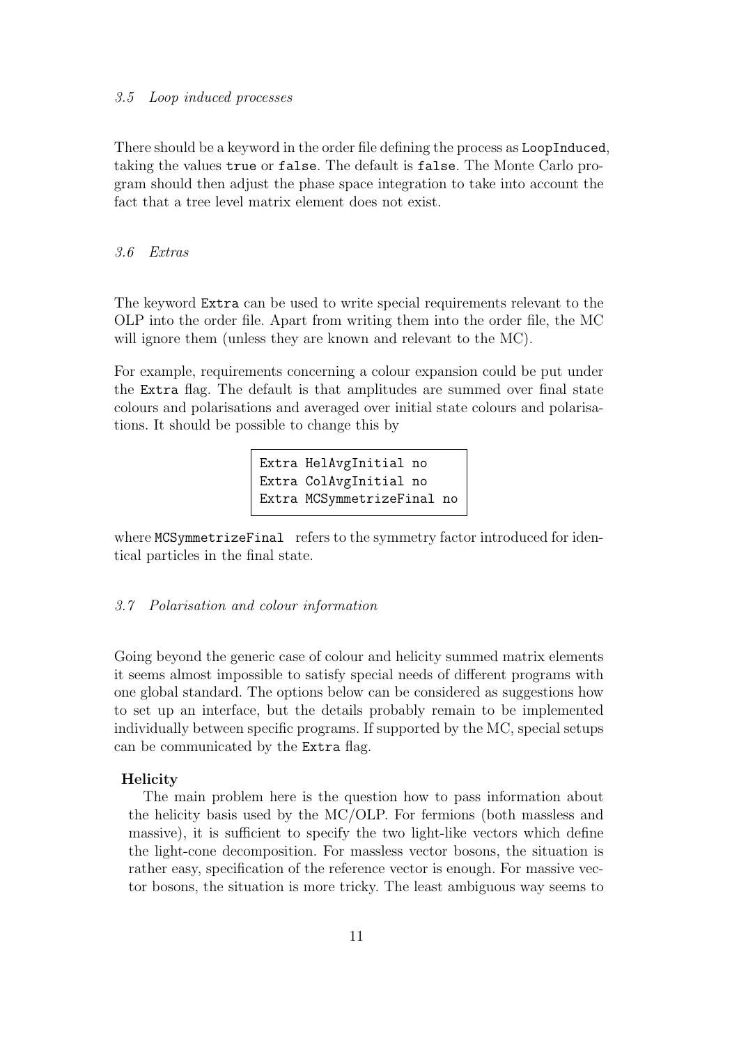### 3.5 Loop induced processes

There should be a keyword in the order file defining the process as `LoopInduced`, taking the values `true` or `false`. The default is `false`. The Monte Carlo program should then adjust the phase space integration to take into account the fact that a tree level matrix element does not exist.

### 3.6 Extras

The keyword `Extra` can be used to write special requirements relevant to the OLP into the order file. Apart from writing them into the order file, the MC will ignore them (unless they are known and relevant to the MC).

For example, requirements concerning a colour expansion could be put under the `Extra` flag. The default is that amplitudes are summed over final state colours and polarisations and averaged over initial state colours and polarisations. It should be possible to change this by

```
Extra HelAvgInitial no
Extra ColAvgInitial no
Extra MCSymmetrizeFinal no
```

where `MCSymmetrizeFinal` refers to the symmetry factor introduced for identical particles in the final state.

### 3.7 Polarisation and colour information

Going beyond the generic case of colour and helicity summed matrix elements it seems almost impossible to satisfy special needs of different programs with one global standard. The options below can be considered as suggestions how to set up an interface, but the details probably remain to be implemented individually between specific programs. If supported by the MC, special setups can be communicated by the `Extra` flag.

**Helicity**

The main problem here is the question how to pass information about the helicity basis used by the MC/OLP. For fermions (both massless and massive), it is sufficient to specify the two light-like vectors which define the light-cone decomposition. For massless vector bosons, the situation is rather easy, specification of the reference vector is enough. For massive vector bosons, the situation is more tricky. The least ambiguous way seems to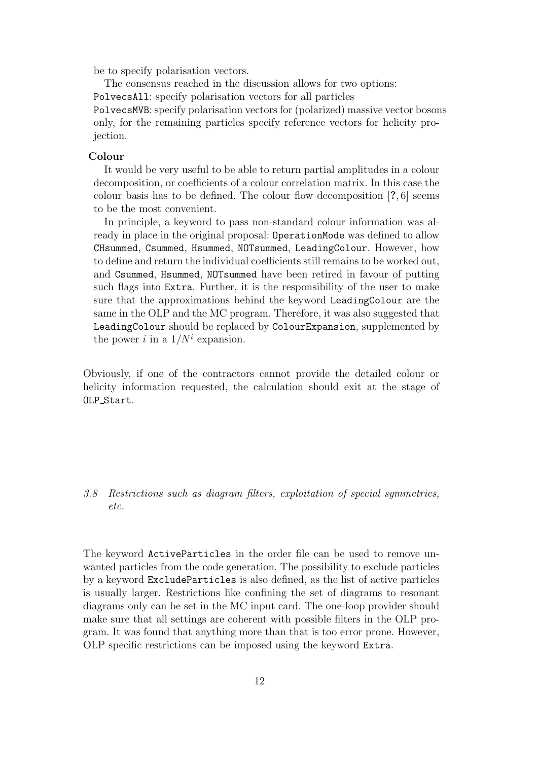be to specify polarisation vectors.

The consensus reached in the discussion allows for two options:
PolvecsAll: specify polarisation vectors for all particles
PolvecsMVB: specify polarisation vectors for (polarized) massive vector bosons only, for the remaining particles specify reference vectors for helicity projection.

**Colour**

It would be very useful to be able to return partial amplitudes in a colour decomposition, or coefficients of a colour correlation matrix. In this case the colour basis has to be defined. The colour flow decomposition [?, 6] seems to be the most convenient.

In principle, a keyword to pass non-standard colour information was already in place in the original proposal: OperationMode was defined to allow CHsummed, Csummed, Hsummed, NOTsummed, LeadingColour. However, how to define and return the individual coefficients still remains to be worked out, and Csummed, Hsummed, NOTsummed have been retired in favour of putting such flags into Extra. Further, it is the responsibility of the user to make sure that the approximations behind the keyword LeadingColour are the same in the OLP and the MC program. Therefore, it was also suggested that LeadingColour should be replaced by ColourExpansion, supplemented by the power $i$ in a $1/N^i$ expansion.

Obviously, if one of the contractors cannot provide the detailed colour or helicity information requested, the calculation should exit at the stage of OLP_Start.

### *3.8 Restrictions such as diagram filters, exploitation of special symmetries, etc.*

The keyword ActiveParticles in the order file can be used to remove unwanted particles from the code generation. The possibility to exclude particles by a keyword ExcludeParticles is also defined, as the list of active particles is usually larger. Restrictions like confining the set of diagrams to resonant diagrams only can be set in the MC input card. The one-loop provider should make sure that all settings are coherent with possible filters in the OLP program. It was found that anything more than that is too error prone. However, OLP specific restrictions can be imposed using the keyword Extra.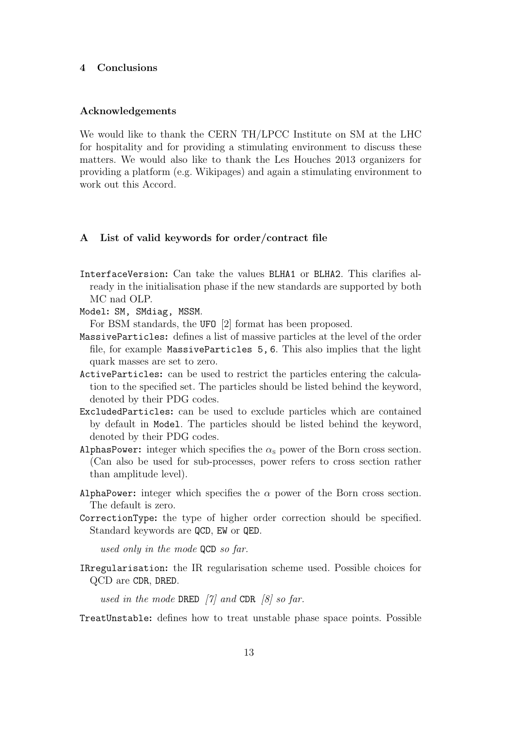## 4 Conclusions

### Acknowledgements

We would like to thank the CERN TH/LPCC Institute on SM at the LHC for hospitality and for providing a stimulating environment to discuss these matters. We would also like to thank the Les Houches 2013 organizers for providing a platform (e.g. Wikipages) and again a stimulating environment to work out this Accord.

## A List of valid keywords for order/contract file

`InterfaceVersion`: Can take the values `BLHA1` or `BLHA2`. This clarifies already in the initialisation phase if the new standards are supported by both MC nad OLP.

`Model`: `SM, SMdiag, MSSM`.
For BSM standards, the `UFO` [2] format has been proposed.

`MassiveParticles`: defines a list of massive particles at the level of the order file, for example `MassiveParticles 5,6`. This also implies that the light quark masses are set to zero.

`ActiveParticles`: can be used to restrict the particles entering the calculation to the specified set. The particles should be listed behind the keyword, denoted by their PDG codes.

`ExcludedParticles`: can be used to exclude particles which are contained by default in `Model`. The particles should be listed behind the keyword, denoted by their PDG codes.

`AlphasPower`: integer which specifies the $\alpha_s$ power of the Born cross section. (Can also be used for sub-processes, power refers to cross section rather than amplitude level).

`AlphaPower`: integer which specifies the $\alpha$ power of the Born cross section. The default is zero.

`CorrectionType`: the type of higher order correction should be specified. Standard keywords are `QCD`, `EW` or `QED`.

*used only in the mode* `QCD` *so far.*

`IRregularisation`: the IR regularisation scheme used. Possible choices for QCD are `CDR`, `DRED`.

*used in the mode* `DRED` *[7] and* `CDR` *[8] so far.*

`TreatUnstable`: defines how to treat unstable phase space points. Possible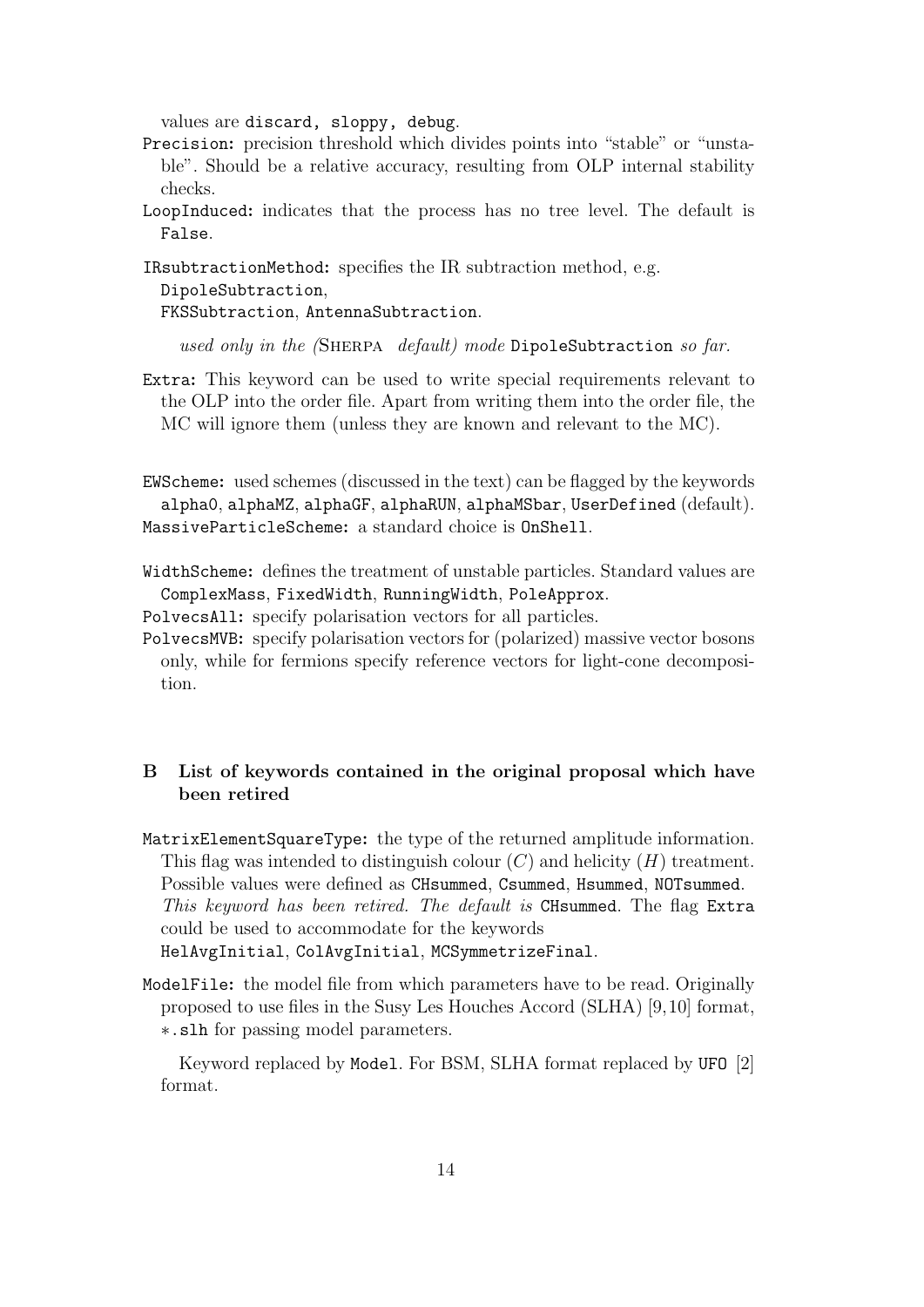values are `discard, sloppy, debug`.

`Precision:` precision threshold which divides points into "stable" or "unstable". Should be a relative accuracy, resulting from OLP internal stability checks.

`LoopInduced:` indicates that the process has no tree level. The default is `False`.

`IRsubtractionMethod:` specifies the IR subtraction method, e.g. `DipoleSubtraction`, `FKSSubtraction`, `AntennaSubtraction`.

*used only in the (*SHERPA *default) mode* `DipoleSubtraction` *so far.*

`Extra:` This keyword can be used to write special requirements relevant to the OLP into the order file. Apart from writing them into the order file, the MC will ignore them (unless they are known and relevant to the MC).

`EWScheme:` used schemes (discussed in the text) can be flagged by the keywords `alpha0`, `alphaMZ`, `alphaGF`, `alphaRUN`, `alphaMSbar`, `UserDefined` (default).

`MassiveParticleScheme:` a standard choice is `OnShell`.

`WidthScheme:` defines the treatment of unstable particles. Standard values are `ComplexMass`, `FixedWidth`, `RunningWidth`, `PoleApprox`.

`PolvecsAll:` specify polarisation vectors for all particles.

`PolvecsMVB:` specify polarisation vectors for (polarized) massive vector bosons only, while for fermions specify reference vectors for light-cone decomposition.

## B List of keywords contained in the original proposal which have been retired

`MatrixElementSquareType:` the type of the returned amplitude information. This flag was intended to distinguish colour ($C$) and helicity ($H$) treatment. Possible values were defined as `CHsummed`, `Csummed`, `Hsummed`, `NOTsummed`. *This keyword has been retired. The default is* `CHsummed`. The flag `Extra` could be used to accommodate for the keywords `HelAvgInitial`, `ColAvgInitial`, `MCSymmetrizeFinal`.

`ModelFile:` the model file from which parameters have to be read. Originally proposed to use files in the Susy Les Houches Accord (SLHA) [9,10] format, `*.slh` for passing model parameters.

Keyword replaced by `Model`. For BSM, SLHA format replaced by `UFO` [2] format.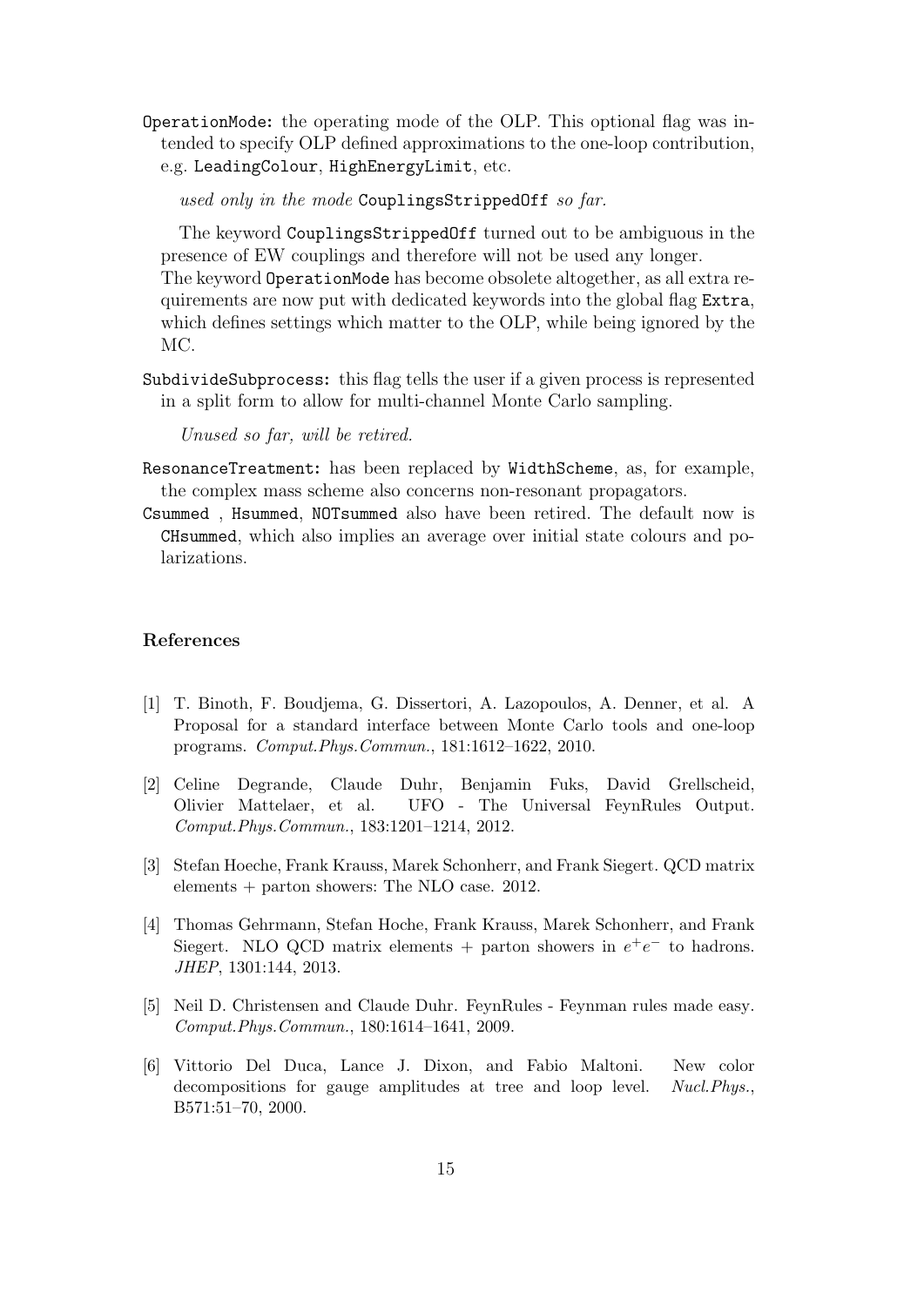`OperationMode`: the operating mode of the OLP. This optional flag was intended to specify OLP defined approximations to the one-loop contribution, e.g. `LeadingColour`, `HighEnergyLimit`, etc.

*used only in the mode* `CouplingsStrippedOff` *so far.*

The keyword `CouplingsStrippedOff` turned out to be ambiguous in the presence of EW couplings and therefore will not be used any longer. The keyword `OperationMode` has become obsolete altogether, as all extra requirements are now put with dedicated keywords into the global flag `Extra`, which defines settings which matter to the OLP, while being ignored by the MC.

`SubdivideSubprocess`: this flag tells the user if a given process is represented in a split form to allow for multi-channel Monte Carlo sampling.

*Unused so far, will be retired.*

`ResonanceTreatment`: has been replaced by `WidthScheme`, as, for example, the complex mass scheme also concerns non-resonant propagators.

`Csummed` , `Hsummed`, `NOTsummed` also have been retired. The default now is `CHsummed`, which also implies an average over initial state colours and polarizations.

## References

[1] T. Binoth, F. Boudjema, G. Dissertori, A. Lazopoulos, A. Denner, et al. A Proposal for a standard interface between Monte Carlo tools and one-loop programs. *Comput.Phys.Commun.*, 181:1612–1622, 2010.

[2] Celine Degrande, Claude Duhr, Benjamin Fuks, David Grellscheid, Olivier Mattelaer, et al. UFO - The Universal FeynRules Output. *Comput.Phys.Commun.*, 183:1201–1214, 2012.

[3] Stefan Hoeche, Frank Krauss, Marek Schonherr, and Frank Siegert. QCD matrix elements + parton showers: The NLO case. 2012.

[4] Thomas Gehrmann, Stefan Hoche, Frank Krauss, Marek Schonherr, and Frank Siegert. NLO QCD matrix elements + parton showers in $e^+e^-$ to hadrons. *JHEP*, 1301:144, 2013.

[5] Neil D. Christensen and Claude Duhr. FeynRules - Feynman rules made easy. *Comput.Phys.Commun.*, 180:1614–1641, 2009.

[6] Vittorio Del Duca, Lance J. Dixon, and Fabio Maltoni. New color decompositions for gauge amplitudes at tree and loop level. *Nucl.Phys.*, B571:51–70, 2000.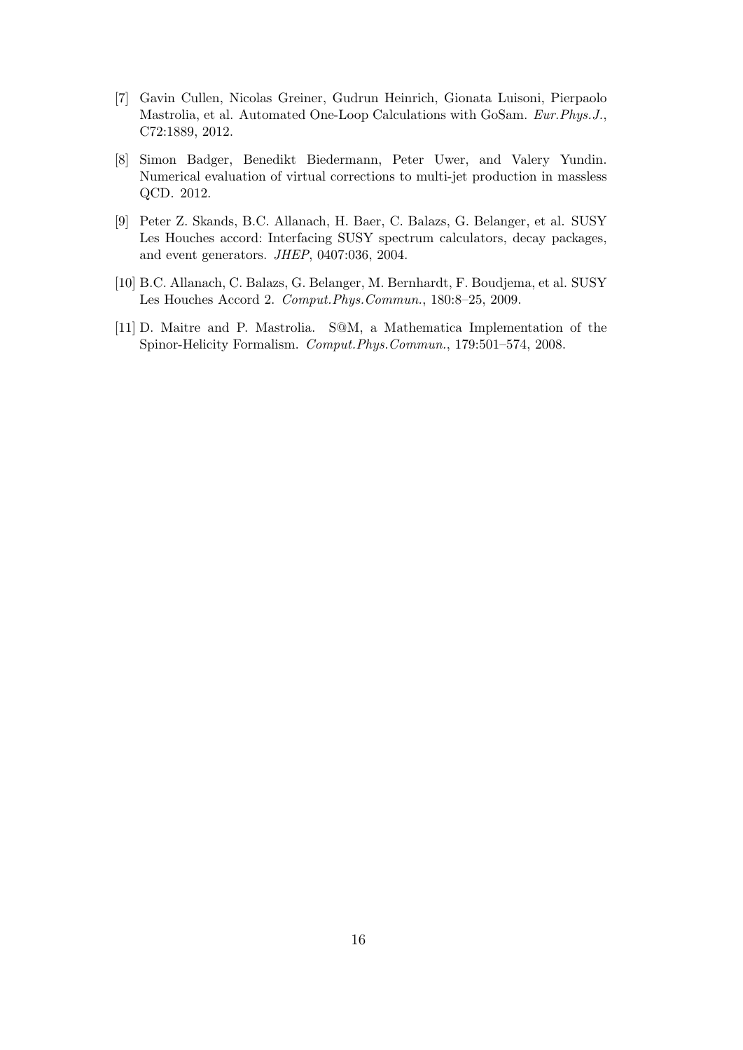[7] Gavin Cullen, Nicolas Greiner, Gudrun Heinrich, Gionata Luisoni, Pierpaolo Mastrolia, et al. Automated One-Loop Calculations with GoSam. *Eur.Phys.J.*, C72:1889, 2012.

[8] Simon Badger, Benedikt Biedermann, Peter Uwer, and Valery Yundin. Numerical evaluation of virtual corrections to multi-jet production in massless QCD. 2012.

[9] Peter Z. Skands, B.C. Allanach, H. Baer, C. Balazs, G. Belanger, et al. SUSY Les Houches accord: Interfacing SUSY spectrum calculators, decay packages, and event generators. *JHEP*, 0407:036, 2004.

[10] B.C. Allanach, C. Balazs, G. Belanger, M. Bernhardt, F. Boudjema, et al. SUSY Les Houches Accord 2. *Comput.Phys.Commun.*, 180:8–25, 2009.

[11] D. Maitre and P. Mastrolia. S@M, a Mathematica Implementation of the Spinor-Helicity Formalism. *Comput.Phys.Commun.*, 179:501–574, 2008.